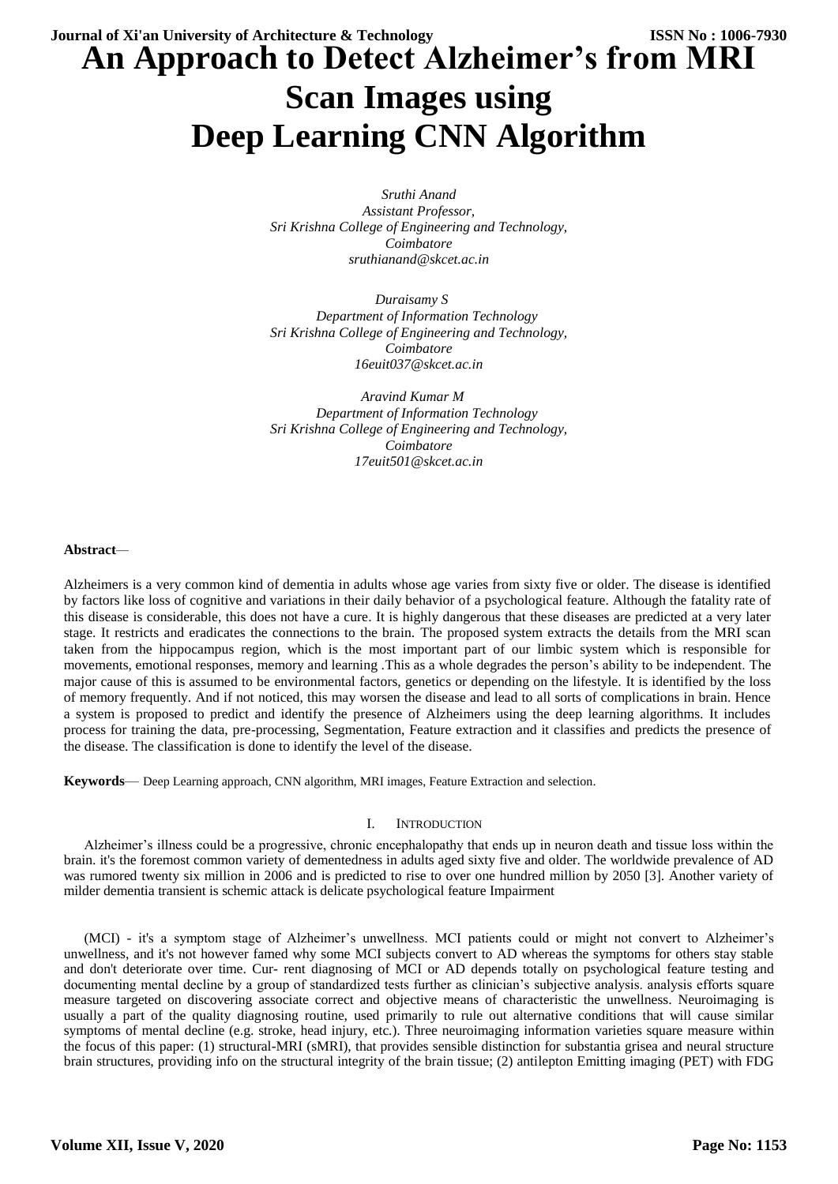# An Approach to Detect Alzheimer's from MRI Scan Images using Deep Learning CNN Algorithm

*Sruthi Anand*
*Assistant Professor,*
*Sri Krishna College of Engineering and Technology,*
*Coimbatore*
*sruthianand@skcet.ac.in*

*Duraisamy S*
*Department of Information Technology*
*Sri Krishna College of Engineering and Technology,*
*Coimbatore*
*16euit037@skcet.ac.in*

*Aravind Kumar M*
*Department of Information Technology*
*Sri Krishna College of Engineering and Technology,*
*Coimbatore*
*17euit501@skcet.ac.in*

**Abstract**—

Alzheimers is a very common kind of dementia in adults whose age varies from sixty five or older. The disease is identified by factors like loss of cognitive and variations in their daily behavior of a psychological feature. Although the fatality rate of this disease is considerable, this does not have a cure. It is highly dangerous that these diseases are predicted at a very later stage. It restricts and eradicates the connections to the brain. The proposed system extracts the details from the MRI scan taken from the hippocampus region, which is the most important part of our limbic system which is responsible for movements, emotional responses, memory and learning .This as a whole degrades the person's ability to be independent. The major cause of this is assumed to be environmental factors, genetics or depending on the lifestyle. It is identified by the loss of memory frequently. And if not noticed, this may worsen the disease and lead to all sorts of complications in brain. Hence a system is proposed to predict and identify the presence of Alzheimers using the deep learning algorithms. It includes process for training the data, pre-processing, Segmentation, Feature extraction and it classifies and predicts the presence of the disease. The classification is done to identify the level of the disease.

**Keywords**— Deep Learning approach, CNN algorithm, MRI images, Feature Extraction and selection.

## I. Introduction

Alzheimer's illness could be a progressive, chronic encephalopathy that ends up in neuron death and tissue loss within the brain. it's the foremost common variety of dementedness in adults aged sixty five and older. The worldwide prevalence of AD was rumored twenty six million in 2006 and is predicted to rise to over one hundred million by 2050 [3]. Another variety of milder dementia transient is schemic attack is delicate psychological feature Impairment

(MCI) - it's a symptom stage of Alzheimer's unwellness. MCI patients could or might not convert to Alzheimer's unwellness, and it's not however famed why some MCI subjects convert to AD whereas the symptoms for others stay stable and don't deteriorate over time. Cur- rent diagnosing of MCI or AD depends totally on psychological feature testing and documenting mental decline by a group of standardized tests further as clinician's subjective analysis. analysis efforts square measure targeted on discovering associate correct and objective means of characteristic the unwellness. Neuroimaging is usually a part of the quality diagnosing routine, used primarily to rule out alternative conditions that will cause similar symptoms of mental decline (e.g. stroke, head injury, etc.). Three neuroimaging information varieties square measure within the focus of this paper: (1) structural-MRI (sMRI), that provides sensible distinction for substantia grisea and neural structure brain structures, providing info on the structural integrity of the brain tissue; (2) antilepton Emitting imaging (PET) with FDG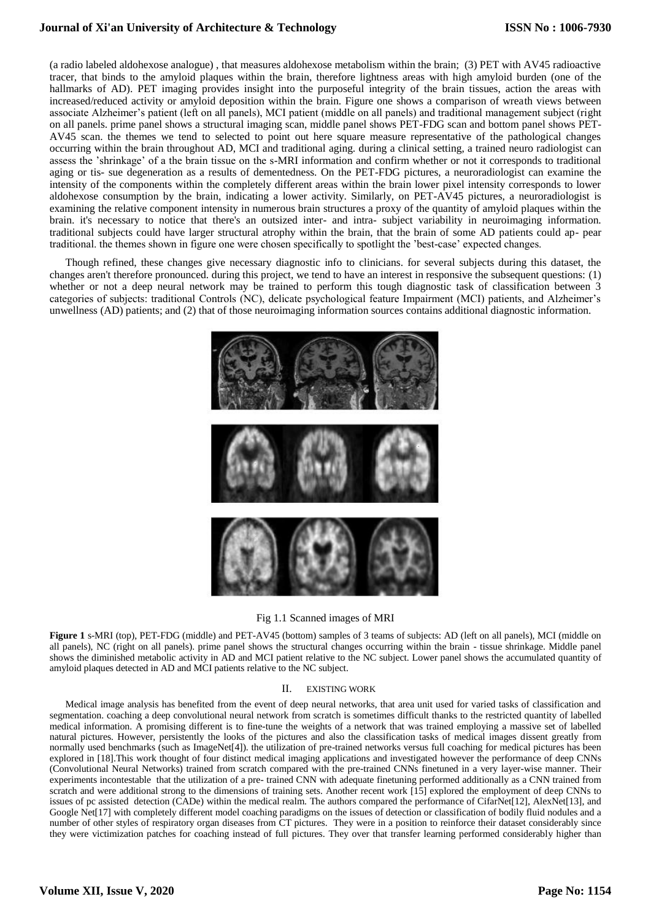(a radio labeled aldohexose analogue) , that measures aldohexose metabolism within the brain; (3) PET with AV45 radioactive tracer, that binds to the amyloid plaques within the brain, therefore lightness areas with high amyloid burden (one of the hallmarks of AD). PET imaging provides insight into the purposeful integrity of the brain tissues, action the areas with increased/reduced activity or amyloid deposition within the brain. Figure one shows a comparison of wreath views between associate Alzheimer's patient (left on all panels), MCI patient (middle on all panels) and traditional management subject (right on all panels. prime panel shows a structural imaging scan, middle panel shows PET-FDG scan and bottom panel shows PET-AV45 scan. the themes we tend to selected to point out here square measure representative of the pathological changes occurring within the brain throughout AD, MCI and traditional aging. during a clinical setting, a trained neuro radiologist can assess the 'shrinkage' of a the brain tissue on the s-MRI information and confirm whether or not it corresponds to traditional aging or tis- sue degeneration as a results of dementedness. On the PET-FDG pictures, a neuroradiologist can examine the intensity of the components within the completely different areas within the brain lower pixel intensity corresponds to lower aldohexose consumption by the brain, indicating a lower activity. Similarly, on PET-AV45 pictures, a neuroradiologist is examining the relative component intensity in numerous brain structures a proxy of the quantity of amyloid plaques within the brain. it's necessary to notice that there's an outsized inter- and intra- subject variability in neuroimaging information. traditional subjects could have larger structural atrophy within the brain, that the brain of some AD patients could ap- pear traditional. the themes shown in figure one were chosen specifically to spotlight the 'best-case' expected changes.

Though refined, these changes give necessary diagnostic info to clinicians. for several subjects during this dataset, the changes aren't therefore pronounced. during this project, we tend to have an interest in responsive the subsequent questions: (1) whether or not a deep neural network may be trained to perform this tough diagnostic task of classification between 3 categories of subjects: traditional Controls (NC), delicate psychological feature Impairment (MCI) patients, and Alzheimer's unwellness (AD) patients; and (2) that of those neuroimaging information sources contains additional diagnostic information.

Fig 1.1 Scanned images of MRI

**Figure 1** s-MRI (top), PET-FDG (middle) and PET-AV45 (bottom) samples of 3 teams of subjects: AD (left on all panels), MCI (middle on all panels), NC (right on all panels). prime panel shows the structural changes occurring within the brain - tissue shrinkage. Middle panel shows the diminished metabolic activity in AD and MCI patient relative to the NC subject. Lower panel shows the accumulated quantity of amyloid plaques detected in AD and MCI patients relative to the NC subject.

## II. EXISTING WORK

Medical image analysis has benefited from the event of deep neural networks, that area unit used for varied tasks of classification and segmentation. coaching a deep convolutional neural network from scratch is sometimes difficult thanks to the restricted quantity of labelled medical information. A promising different is to fine-tune the weights of a network that was trained employing a massive set of labelled natural pictures. However, persistently the looks of the pictures and also the classification tasks of medical images dissent greatly from normally used benchmarks (such as ImageNet[4]). the utilization of pre-trained networks versus full coaching for medical pictures has been explored in [18].This work thought of four distinct medical imaging applications and investigated however the performance of deep CNNs (Convolutional Neural Networks) trained from scratch compared with the pre-trained CNNs finetuned in a very layer-wise manner. Their experiments incontestable that the utilization of a pre- trained CNN with adequate finetuning performed additionally as a CNN trained from scratch and were additional strong to the dimensions of training sets. Another recent work [15] explored the employment of deep CNNs to issues of pc assisted detection (CADe) within the medical realm. The authors compared the performance of CifarNet[12], AlexNet[13], and Google Net[17] with completely different model coaching paradigms on the issues of detection or classification of bodily fluid nodules and a number of other styles of respiratory organ diseases from CT pictures. They were in a position to reinforce their dataset considerably since they were victimization patches for coaching instead of full pictures. They over that transfer learning performed considerably higher than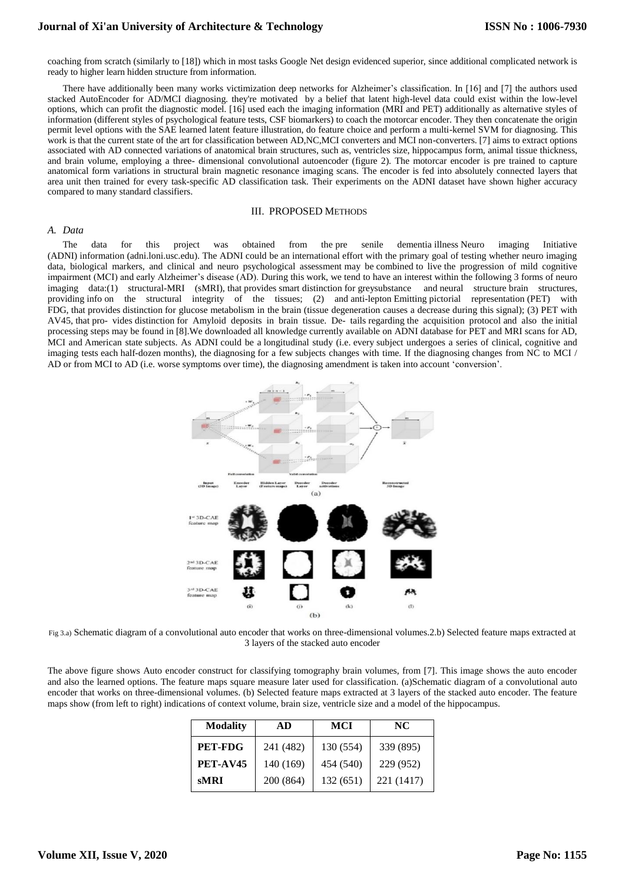coaching from scratch (similarly to [18]) which in most tasks Google Net design evidenced superior, since additional complicated network is ready to higher learn hidden structure from information.

There have additionally been many works victimization deep networks for Alzheimer's classification. In [16] and [7] the authors used stacked AutoEncoder for AD/MCI diagnosing. they're motivated by a belief that latent high-level data could exist within the low-level options, which can profit the diagnostic model. [16] used each the imaging information (MRI and PET) additionally as alternative styles of information (different styles of psychological feature tests, CSF biomarkers) to coach the motorcar encoder. They then concatenate the origin permit level options with the SAE learned latent feature illustration, do feature choice and perform a multi-kernel SVM for diagnosing. This work is that the current state of the art for classification between AD,NC,MCI converters and MCI non-converters. [7] aims to extract options associated with AD connected variations of anatomical brain structures, such as, ventricles size, hippocampus form, animal tissue thickness, and brain volume, employing a three- dimensional convolutional autoencoder (figure 2). The motorcar encoder is pre trained to capture anatomical form variations in structural brain magnetic resonance imaging scans. The encoder is fed into absolutely connected layers that area unit then trained for every task-specific AD classification task. Their experiments on the ADNI dataset have shown higher accuracy compared to many standard classifiers.

## III. PROPOSED METHODS

### *A. Data*

The data for this project was obtained from the pre senile dementia illness Neuro imaging Initiative (ADNI) information (adni.loni.usc.edu). The ADNI could be an international effort with the primary goal of testing whether neuro imaging data, biological markers, and clinical and neuro psychological assessment may be combined to live the progression of mild cognitive impairment (MCI) and early Alzheimer's disease (AD). During this work, we tend to have an interest within the following 3 forms of neuro imaging data:(1) structural-MRI (sMRI), that provides smart distinction for greysubstance and neural structure brain structures, providing info on the structural integrity of the tissues; (2) and anti-lepton Emitting pictorial representation (PET) with FDG, that provides distinction for glucose metabolism in the brain (tissue degeneration causes a decrease during this signal); (3) PET with AV45, that pro- vides distinction for Amyloid deposits in brain tissue. De- tails regarding the acquisition protocol and also the initial processing steps may be found in [8].We downloaded all knowledge currently available on ADNI database for PET and MRI scans for AD, MCI and American state subjects. As ADNI could be a longitudinal study (i.e. every subject undergoes a series of clinical, cognitive and imaging tests each half-dozen months), the diagnosing for a few subjects changes with time. If the diagnosing changes from NC to MCI / AD or from MCI to AD (i.e. worse symptoms over time), the diagnosing amendment is taken into account 'conversion'.

Fig 3.a) Schematic diagram of a convolutional auto encoder that works on three-dimensional volumes.2.b) Selected feature maps extracted at 3 layers of the stacked auto encoder

The above figure shows Auto encoder construct for classifying tomography brain volumes, from [7]. This image shows the auto encoder and also the learned options. The feature maps square measure later used for classification. (a)Schematic diagram of a convolutional auto encoder that works on three-dimensional volumes. (b) Selected feature maps extracted at 3 layers of the stacked auto encoder. The feature maps show (from left to right) indications of context volume, brain size, ventricle size and a model of the hippocampus.

| Modality | AD | MCI | NC |
|---|---|---|---|
| **PET-FDG** | 241 (482) | 130 (554) | 339 (895) |
| **PET-AV45** | 140 (169) | 454 (540) | 229 (952) |
| **sMRI** | 200 (864) | 132 (651) | 221 (1417) |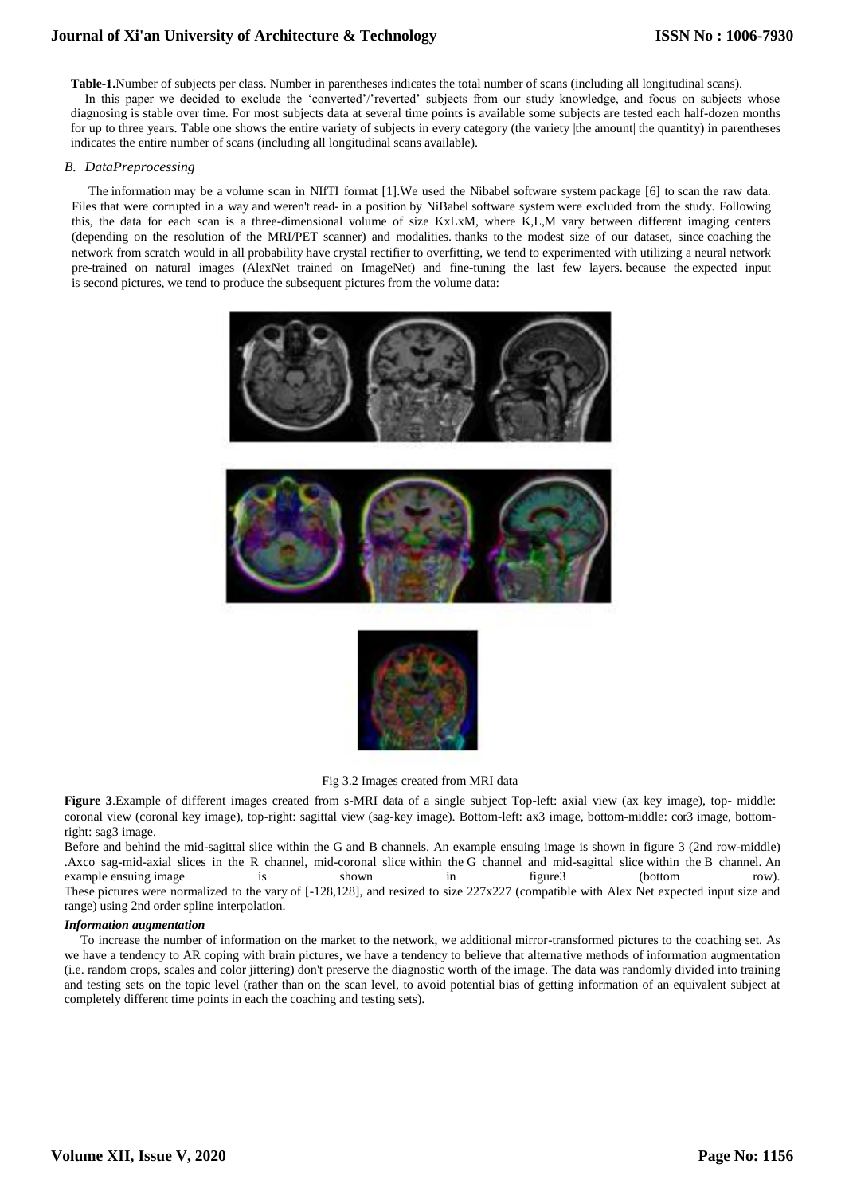**Table-1.**Number of subjects per class. Number in parentheses indicates the total number of scans (including all longitudinal scans).

In this paper we decided to exclude the 'converted'/'reverted' subjects from our study knowledge, and focus on subjects whose diagnosing is stable over time. For most subjects data at several time points is available some subjects are tested each half-dozen months for up to three years. Table one shows the entire variety of subjects in every category (the variety |the amount| the quantity) in parentheses indicates the entire number of scans (including all longitudinal scans available).

### *B. DataPreprocessing*

The information may be a volume scan in NIfTI format [1].We used the Nibabel software system package [6] to scan the raw data. Files that were corrupted in a way and weren't read- in a position by NiBabel software system were excluded from the study. Following this, the data for each scan is a three-dimensional volume of size KxLxM, where K,L,M vary between different imaging centers (depending on the resolution of the MRI/PET scanner) and modalities. thanks to the modest size of our dataset, since coaching the network from scratch would in all probability have crystal rectifier to overfitting, we tend to experimented with utilizing a neural network pre-trained on natural images (AlexNet trained on ImageNet) and fine-tuning the last few layers. because the expected input is second pictures, we tend to produce the subsequent pictures from the volume data:

Fig 3.2 Images created from MRI data

**Figure 3**.Example of different images created from s-MRI data of a single subject Top-left: axial view (ax key image), top- middle: coronal view (coronal key image), top-right: sagittal view (sag-key image). Bottom-left: ax3 image, bottom-middle: cor3 image, bottom-right: sag3 image.

Before and behind the mid-sagittal slice within the G and B channels. An example ensuing image is shown in figure 3 (2nd row-middle) .Axco sag-mid-axial slices in the R channel, mid-coronal slice within the G channel and mid-sagittal slice within the B channel. An example ensuing image is shown in figure3 (bottom row).

These pictures were normalized to the vary of [-128,128], and resized to size 227x227 (compatible with Alex Net expected input size and range) using 2nd order spline interpolation.

***Information augmentation***

To increase the number of information on the market to the network, we additional mirror-transformed pictures to the coaching set. As we have a tendency to AR coping with brain pictures, we have a tendency to believe that alternative methods of information augmentation (i.e. random crops, scales and color jittering) don't preserve the diagnostic worth of the image. The data was randomly divided into training and testing sets on the topic level (rather than on the scan level, to avoid potential bias of getting information of an equivalent subject at completely different time points in each the coaching and testing sets).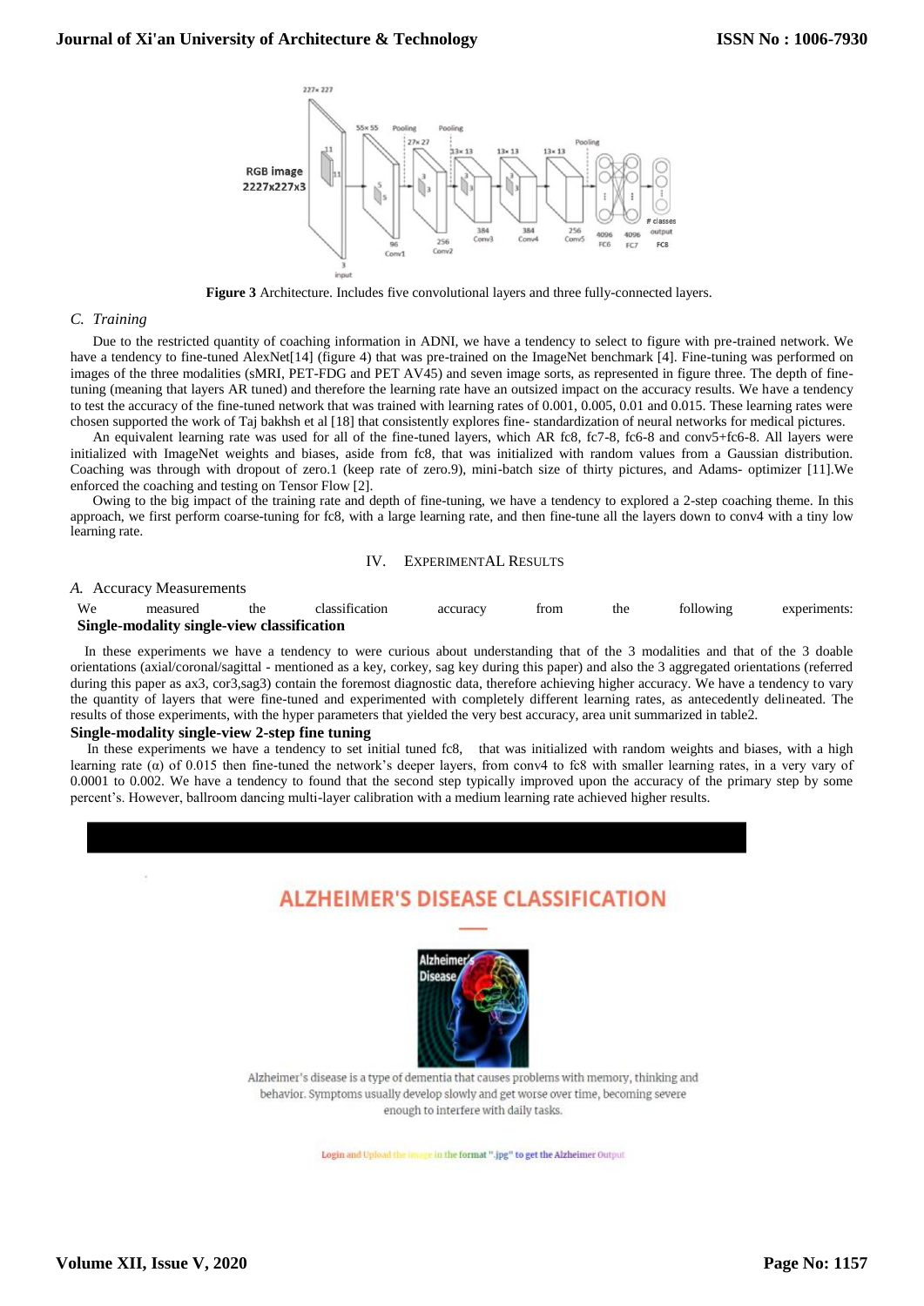**Figure 3** Architecture. Includes five convolutional layers and three fully-connected layers.

### C. Training

Due to the restricted quantity of coaching information in ADNI, we have a tendency to select to figure with pre-trained network. We have a tendency to fine-tuned AlexNet[14] (figure 4) that was pre-trained on the ImageNet benchmark [4]. Fine-tuning was performed on images of the three modalities (sMRI, PET-FDG and PET AV45) and seven image sorts, as represented in figure three. The depth of fine-tuning (meaning that layers AR tuned) and therefore the learning rate have an outsized impact on the accuracy results. We have a tendency to test the accuracy of the fine-tuned network that was trained with learning rates of 0.001, 0.005, 0.01 and 0.015. These learning rates were chosen supported the work of Taj bakhsh et al [18] that consistently explores fine- standardization of neural networks for medical pictures.

An equivalent learning rate was used for all of the fine-tuned layers, which AR fc8, fc7-8, fc6-8 and conv5+fc6-8. All layers were initialized with ImageNet weights and biases, aside from fc8, that was initialized with random values from a Gaussian distribution. Coaching was through with dropout of zero.1 (keep rate of zero.9), mini-batch size of thirty pictures, and Adams- optimizer [11].We enforced the coaching and testing on Tensor Flow [2].

Owing to the big impact of the training rate and depth of fine-tuning, we have a tendency to explored a 2-step coaching theme. In this approach, we first perform coarse-tuning for fc8, with a large learning rate, and then fine-tune all the layers down to conv4 with a tiny low learning rate.

## IV. EXPERIMENTAL RESULTS

### A. Accuracy Measurements

We measured the classification accuracy from the following experiments:

**Single-modality single-view classification**

In these experiments we have a tendency to were curious about understanding that of the 3 modalities and that of the 3 doable orientations (axial/coronal/sagittal - mentioned as a key, corkey, sag key during this paper) and also the 3 aggregated orientations (referred during this paper as ax3, cor3,sag3) contain the foremost diagnostic data, therefore achieving higher accuracy. We have a tendency to vary the quantity of layers that were fine-tuned and experimented with completely different learning rates, as antecedently delineated. The results of those experiments, with the hyper parameters that yielded the very best accuracy, area unit summarized in table2.

**Single-modality single-view 2-step fine tuning**

In these experiments we have a tendency to set initial tuned fc8, that was initialized with random weights and biases, with a high learning rate (α) of 0.015 then fine-tuned the network's deeper layers, from conv4 to fc8 with smaller learning rates, in a very vary of 0.0001 to 0.002. We have a tendency to found that the second step typically improved upon the accuracy of the primary step by some percent's. However, ballroom dancing multi-layer calibration with a medium learning rate achieved higher results.

ALZHEIMER'S DISEASE CLASSIFICATION

Alzheimer's disease is a type of dementia that causes problems with memory, thinking and behavior. Symptoms usually develop slowly and get worse over time, becoming severe enough to interfere with daily tasks.

Login and Upload the image in the format ".jpg" to get the Alzheimer Output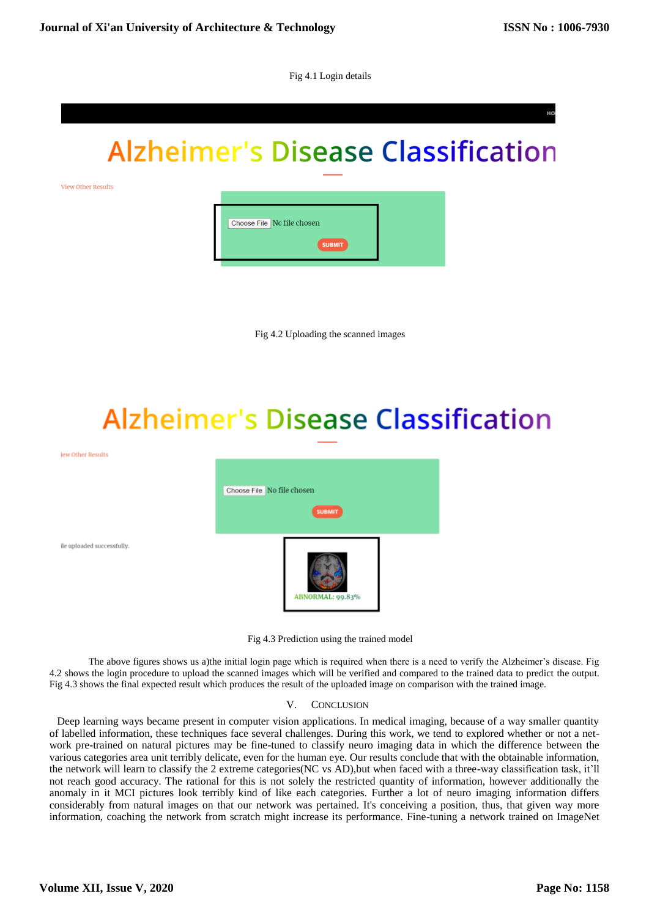Fig 4.1 Login details

Fig 4.2 Uploading the scanned images

Fig 4.3 Prediction using the trained model

The above figures shows us a)the initial login page which is required when there is a need to verify the Alzheimer's disease. Fig 4.2 shows the login procedure to upload the scanned images which will be verified and compared to the trained data to predict the output. Fig 4.3 shows the final expected result which produces the result of the uploaded image on comparison with the trained image.

## V. CONCLUSION

Deep learning ways became present in computer vision applications. In medical imaging, because of a way smaller quantity of labelled information, these techniques face several challenges. During this work, we tend to explored whether or not a net-work pre-trained on natural pictures may be fine-tuned to classify neuro imaging data in which the difference between the various categories area unit terribly delicate, even for the human eye. Our results conclude that with the obtainable information, the network will learn to classify the 2 extreme categories(NC vs AD),but when faced with a three-way classification task, it'll not reach good accuracy. The rational for this is not solely the restricted quantity of information, however additionally the anomaly in it MCI pictures look terribly kind of like each categories. Further a lot of neuro imaging information differs considerably from natural images on that our network was pertained. It's conceiving a position, thus, that given way more information, coaching the network from scratch might increase its performance. Fine-tuning a network trained on ImageNet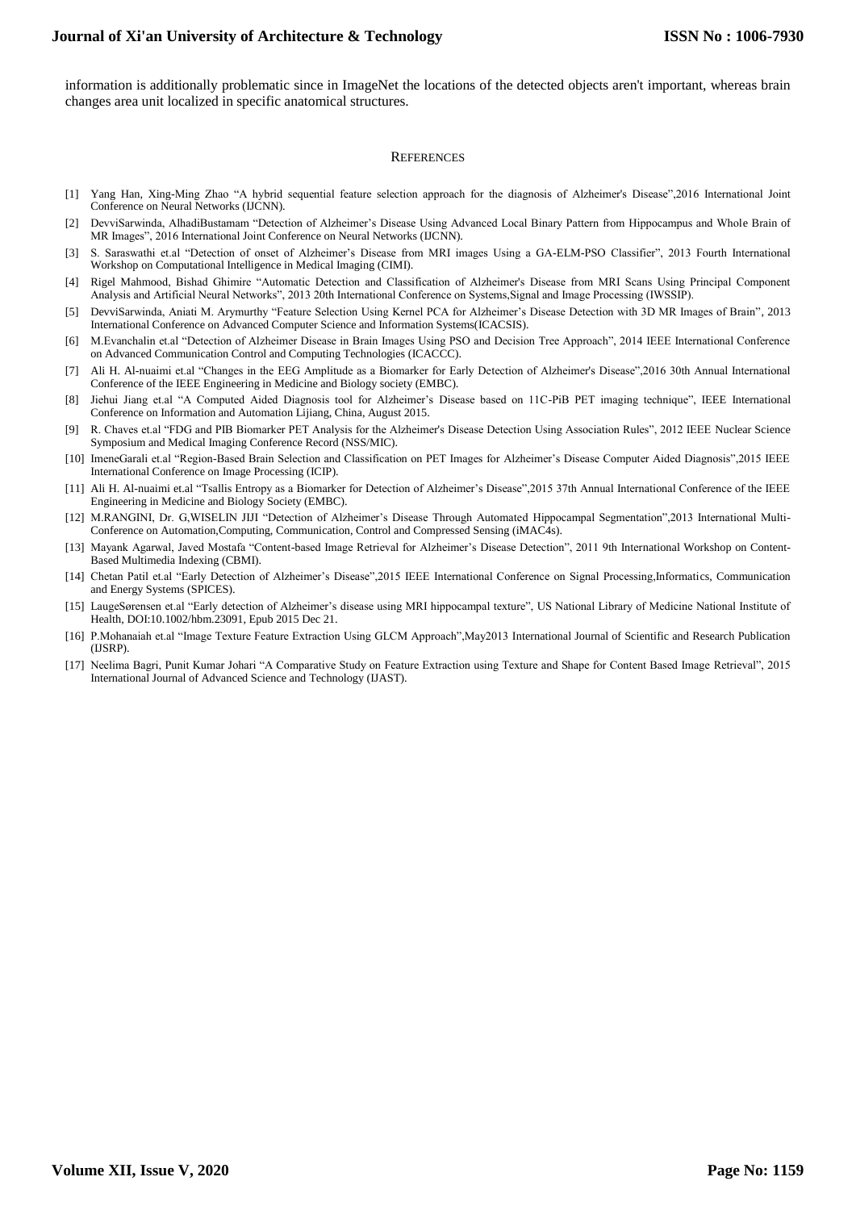information is additionally problematic since in ImageNet the locations of the detected objects aren't important, whereas brain changes area unit localized in specific anatomical structures.

## REFERENCES

[1] Yang Han, Xing-Ming Zhao "A hybrid sequential feature selection approach for the diagnosis of Alzheimer's Disease",2016 International Joint Conference on Neural Networks (IJCNN).

[2] DevviSarwinda, AlhadiBustamam "Detection of Alzheimer's Disease Using Advanced Local Binary Pattern from Hippocampus and Whole Brain of MR Images", 2016 International Joint Conference on Neural Networks (IJCNN).

[3] S. Saraswathi et.al "Detection of onset of Alzheimer's Disease from MRI images Using a GA-ELM-PSO Classifier", 2013 Fourth International Workshop on Computational Intelligence in Medical Imaging (CIMI).

[4] Rigel Mahmood, Bishad Ghimire "Automatic Detection and Classification of Alzheimer's Disease from MRI Scans Using Principal Component Analysis and Artificial Neural Networks", 2013 20th International Conference on Systems,Signal and Image Processing (IWSSIP).

[5] DevviSarwinda, Aniati M. Arymurthy "Feature Selection Using Kernel PCA for Alzheimer's Disease Detection with 3D MR Images of Brain", 2013 International Conference on Advanced Computer Science and Information Systems(ICACSIS).

[6] M.Evanchalin et.al "Detection of Alzheimer Disease in Brain Images Using PSO and Decision Tree Approach", 2014 IEEE International Conference on Advanced Communication Control and Computing Technologies (ICACCC).

[7] Ali H. Al-nuaimi et.al "Changes in the EEG Amplitude as a Biomarker for Early Detection of Alzheimer's Disease",2016 30th Annual International Conference of the IEEE Engineering in Medicine and Biology society (EMBC).

[8] Jiehui Jiang et.al "A Computed Aided Diagnosis tool for Alzheimer's Disease based on 11C-PiB PET imaging technique", IEEE International Conference on Information and Automation Lijiang, China, August 2015.

[9] R. Chaves et.al "FDG and PIB Biomarker PET Analysis for the Alzheimer's Disease Detection Using Association Rules", 2012 IEEE Nuclear Science Symposium and Medical Imaging Conference Record (NSS/MIC).

[10] ImeneGarali et.al "Region-Based Brain Selection and Classification on PET Images for Alzheimer's Disease Computer Aided Diagnosis",2015 IEEE International Conference on Image Processing (ICIP).

[11] Ali H. Al-nuaimi et.al "Tsallis Entropy as a Biomarker for Detection of Alzheimer's Disease",2015 37th Annual International Conference of the IEEE Engineering in Medicine and Biology Society (EMBC).

[12] M.RANGINI, Dr. G,WISELIN JIJI "Detection of Alzheimer's Disease Through Automated Hippocampal Segmentation",2013 International Multi-Conference on Automation,Computing, Communication, Control and Compressed Sensing (iMAC4s).

[13] Mayank Agarwal, Javed Mostafa "Content-based Image Retrieval for Alzheimer's Disease Detection", 2011 9th International Workshop on Content-Based Multimedia Indexing (CBMI).

[14] Chetan Patil et.al "Early Detection of Alzheimer's Disease",2015 IEEE International Conference on Signal Processing,Informatics, Communication and Energy Systems (SPICES).

[15] LaugeSørensen et.al "Early detection of Alzheimer's disease using MRI hippocampal texture", US National Library of Medicine National Institute of Health, DOI:10.1002/hbm.23091, Epub 2015 Dec 21.

[16] P.Mohanaiah et.al "Image Texture Feature Extraction Using GLCM Approach",May2013 International Journal of Scientific and Research Publication (IJSRP).

[17] Neelima Bagri, Punit Kumar Johari "A Comparative Study on Feature Extraction using Texture and Shape for Content Based Image Retrieval", 2015 International Journal of Advanced Science and Technology (IJAST).